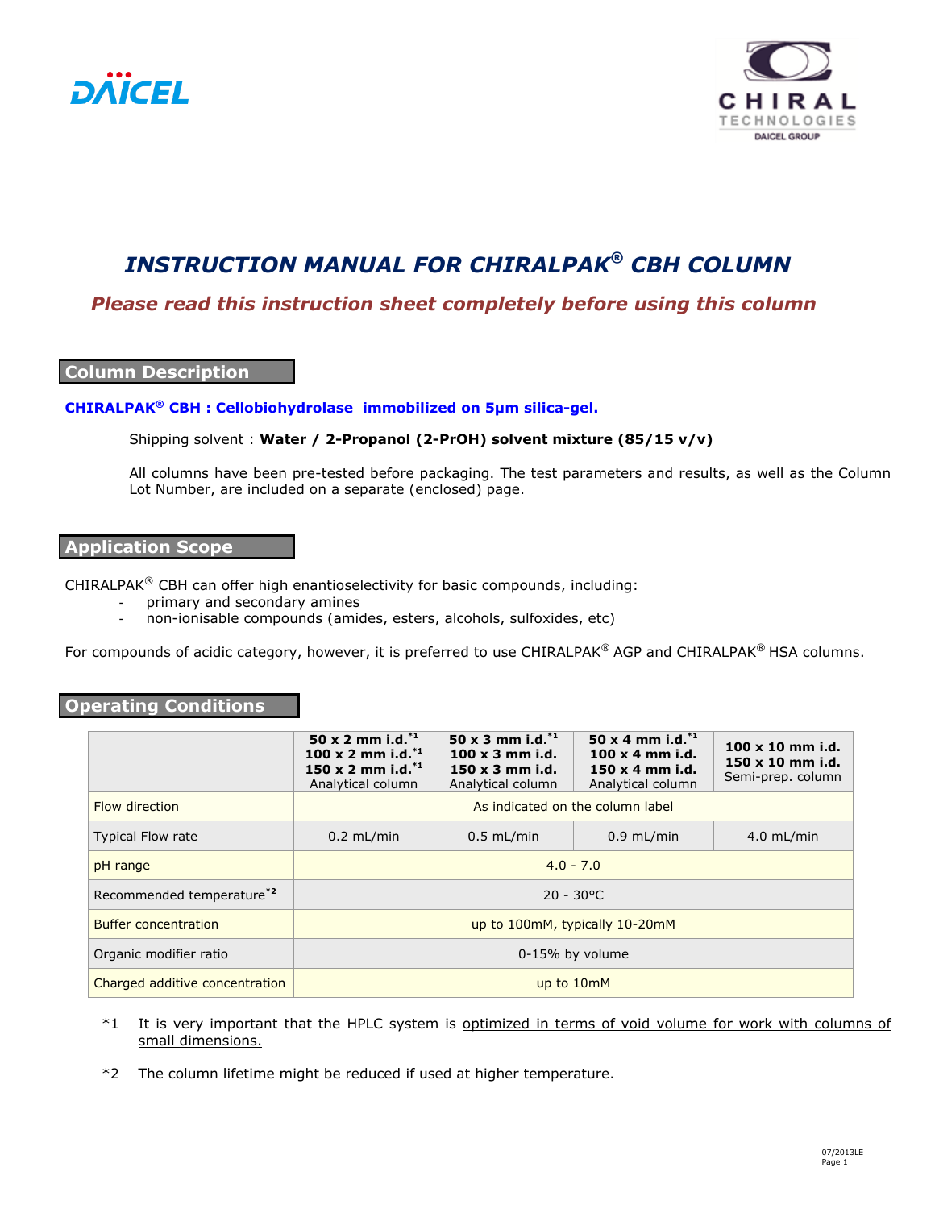# *INSTRUCTION MANUAL FOR CHIRALPAK® CBH COLUMN*

***Please read this instruction sheet completely before using this column***

## Column Description

**CHIRALPAK® CBH : Cellobiohydrolase immobilized on 5µm silica-gel.**

Shipping solvent : **Water / 2-Propanol (2-PrOH) solvent mixture (85/15 v/v)**

All columns have been pre-tested before packaging. The test parameters and results, as well as the Column Lot Number, are included on a separate (enclosed) page.

## Application Scope

CHIRALPAK® CBH can offer high enantioselectivity for basic compounds, including:

- primary and secondary amines
- non-ionisable compounds (amides, esters, alcohols, sulfoxides, etc)

For compounds of acidic category, however, it is preferred to use CHIRALPAK® AGP and CHIRALPAK® HSA columns.

## Operating Conditions

| | **50 x 2 mm i.d.*1** **100 x 2 mm i.d.*1** **150 x 2 mm i.d.*1** Analytical column | **50 x 3 mm i.d.*1** **100 x 3 mm i.d.** **150 x 3 mm i.d.** Analytical column | **50 x 4 mm i.d.*1** **100 x 4 mm i.d.** **150 x 4 mm i.d.** Analytical column | **100 x 10 mm i.d.** **150 x 10 mm i.d.** Semi-prep. column |
|---|---|---|---|---|
| Flow direction | As indicated on the column label | | | |
| Typical Flow rate | 0.2 mL/min | 0.5 mL/min | 0.9 mL/min | 4.0 mL/min |
| pH range | 4.0 - 7.0 | | | |
| Recommended temperature*2 | 20 - 30°C | | | |
| Buffer concentration | up to 100mM, typically 10-20mM | | | |
| Organic modifier ratio | 0-15% by volume | | | |
| Charged additive concentration | up to 10mM | | | |

*1 It is very important that the HPLC system is optimized in terms of void volume for work with columns of small dimensions.

*2 The column lifetime might be reduced if used at higher temperature.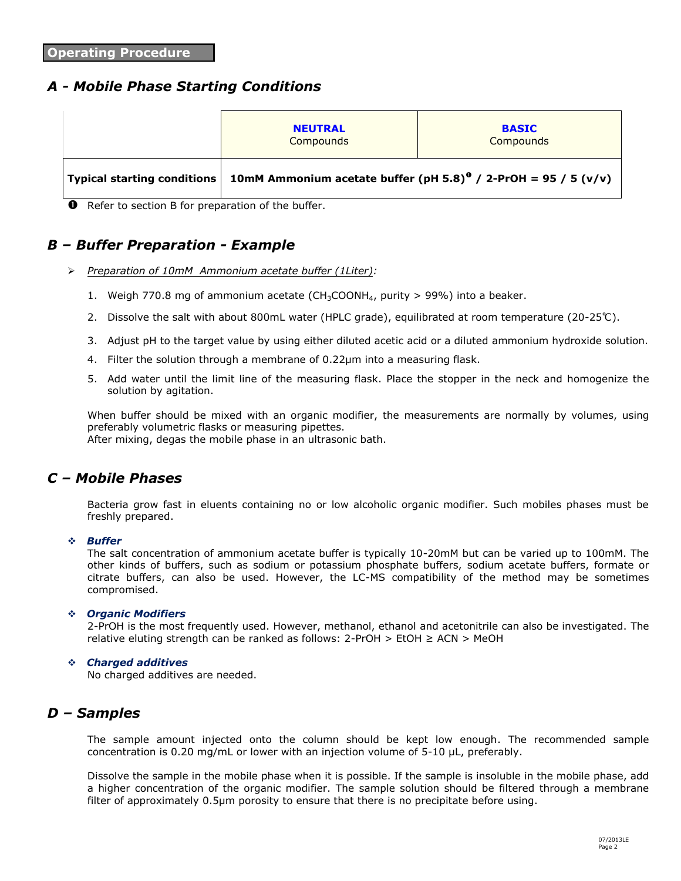## Operating Procedure

### A - Mobile Phase Starting Conditions

| | **NEUTRAL** Compounds | **BASIC** Compounds |
|---|---|---|
| **Typical starting conditions** | **10mM Ammonium acetate buffer (pH 5.8)[1] / 2-PrOH = 95 / 5 (v/v)** | |

[1] Refer to section B for preparation of the buffer.

### B – Buffer Preparation - Example

- *Preparation of 10mM Ammonium acetate buffer (1Liter):*

1. Weigh 770.8 mg of ammonium acetate ($CH_3COONH_4$, purity > 99%) into a beaker.
2. Dissolve the salt with about 800mL water (HPLC grade), equilibrated at room temperature (20-25℃).
3. Adjust pH to the target value by using either diluted acetic acid or a diluted ammonium hydroxide solution.
4. Filter the solution through a membrane of 0.22µm into a measuring flask.
5. Add water until the limit line of the measuring flask. Place the stopper in the neck and homogenize the solution by agitation.

When buffer should be mixed with an organic modifier, the measurements are normally by volumes, using preferably volumetric flasks or measuring pipettes.
After mixing, degas the mobile phase in an ultrasonic bath.

### C – Mobile Phases

Bacteria grow fast in eluents containing no or low alcoholic organic modifier. Such mobiles phases must be freshly prepared.

- ***Buffer***

  The salt concentration of ammonium acetate buffer is typically 10-20mM but can be varied up to 100mM. The other kinds of buffers, such as sodium or potassium phosphate buffers, sodium acetate buffers, formate or citrate buffers, can also be used. However, the LC-MS compatibility of the method may be sometimes compromised.

- ***Organic Modifiers***

  2-PrOH is the most frequently used. However, methanol, ethanol and acetonitrile can also be investigated. The relative eluting strength can be ranked as follows: 2-PrOH > EtOH ≥ ACN > MeOH

- ***Charged additives***

  No charged additives are needed.

### D – Samples

The sample amount injected onto the column should be kept low enough. The recommended sample concentration is 0.20 mg/mL or lower with an injection volume of 5-10 µL, preferably.

Dissolve the sample in the mobile phase when it is possible. If the sample is insoluble in the mobile phase, add a higher concentration of the organic modifier. The sample solution should be filtered through a membrane filter of approximately 0.5µm porosity to ensure that there is no precipitate before using.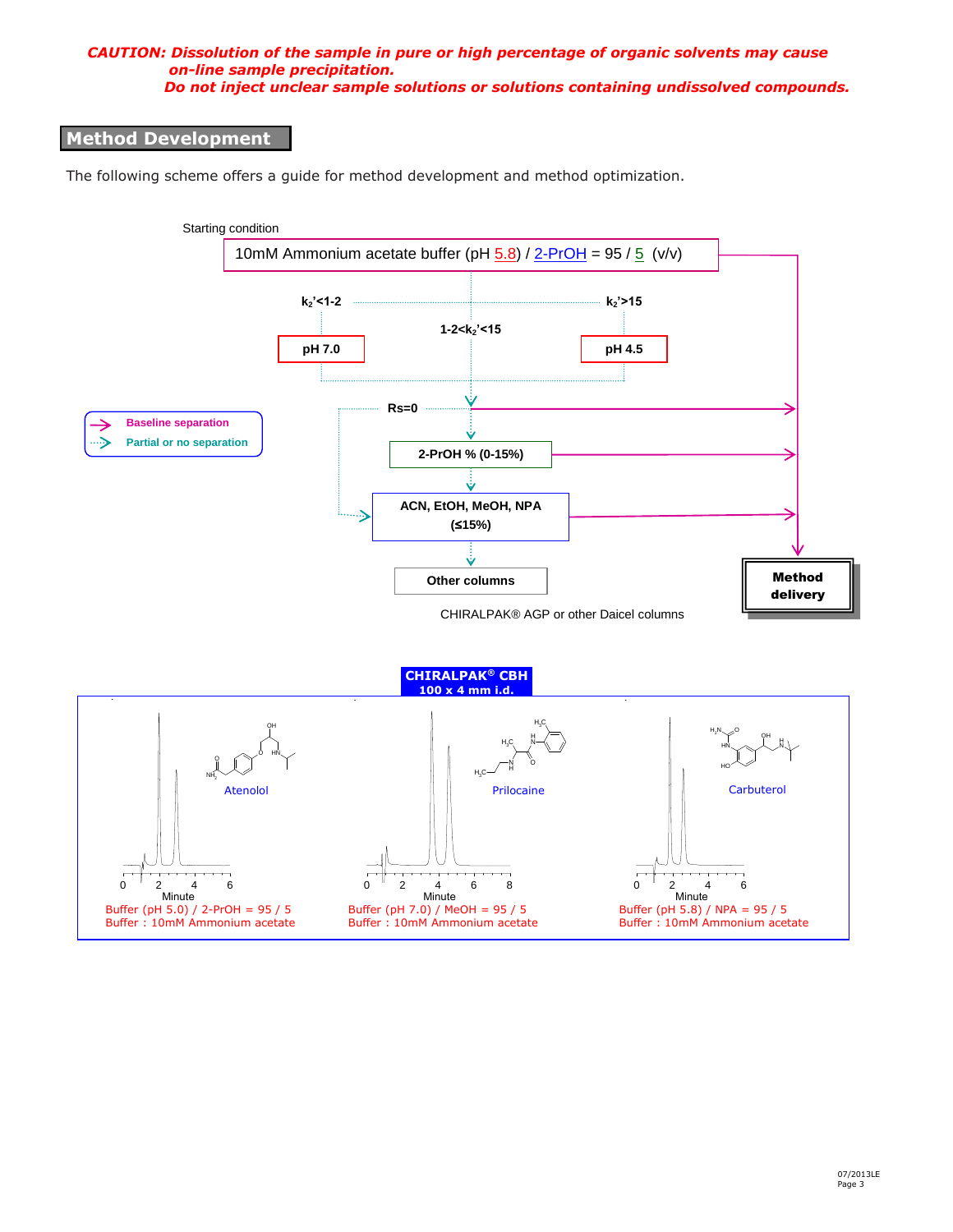***CAUTION: Dissolution of the sample in pure or high percentage of organic solvents may cause on-line sample precipitation.***
***Do not inject unclear sample solutions or solutions containing undissolved compounds.***

## Method Development

The following scheme offers a guide for method development and method optimization.

Starting condition

10mM Ammonium acetate buffer (pH 5.8) / 2-PrOH = 95 / 5 (v/v)

$k_2'$<1-2 → **pH 7.0**

1-2<$k_2'$<15

$k_2'$>15 → **pH 4.5**

**Rs=0**

**2-PrOH % (0-15%)**

**ACN, EtOH, MeOH, NPA (≤15%)**

**Other columns**

CHIRALPAK® AGP or other Daicel columns

**Method delivery**

**Baseline separation**

**Partial or no separation**

**CHIRALPAK® CBH**
**100 x 4 mm i.d.**

Atenolol
Minute
Buffer (pH 5.0) / 2-PrOH = 95 / 5
Buffer : 10mM Ammonium acetate

Prilocaine
Minute
Buffer (pH 7.0) / MeOH = 95 / 5
Buffer : 10mM Ammonium acetate

Carbuterol
Minute
Buffer (pH 5.8) / NPA = 95 / 5
Buffer : 10mM Ammonium acetate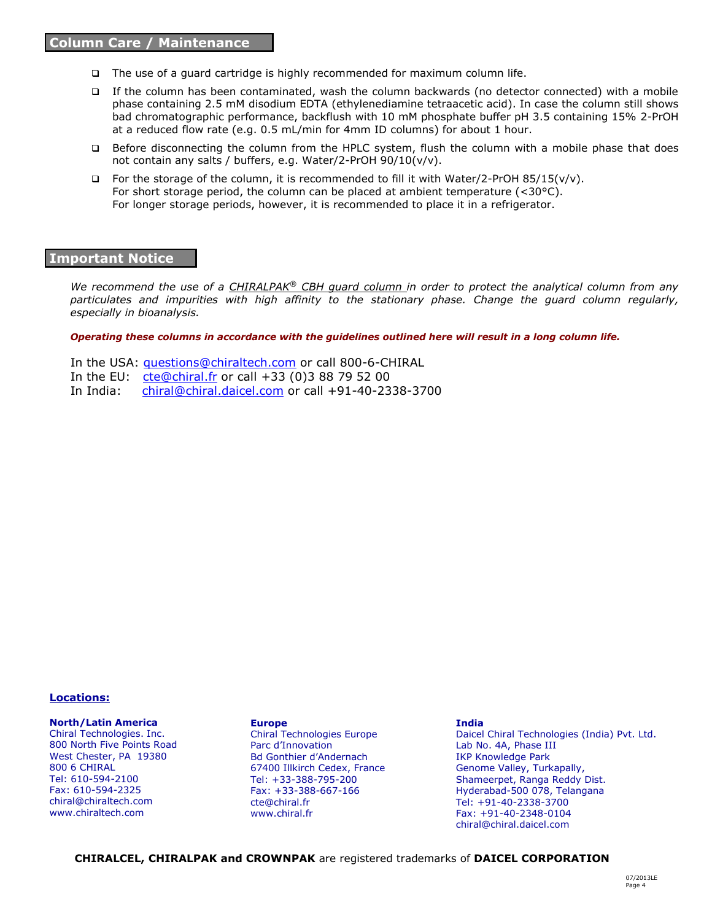## Column Care / Maintenance

- The use of a guard cartridge is highly recommended for maximum column life.
- If the column has been contaminated, wash the column backwards (no detector connected) with a mobile phase containing 2.5 mM disodium EDTA (ethylenediamine tetraacetic acid). In case the column still shows bad chromatographic performance, backflush with 10 mM phosphate buffer pH 3.5 containing 15% 2-PrOH at a reduced flow rate (e.g. 0.5 mL/min for 4mm ID columns) for about 1 hour.
- Before disconnecting the column from the HPLC system, flush the column with a mobile phase that does not contain any salts / buffers, e.g. Water/2-PrOH 90/10(v/v).
- For the storage of the column, it is recommended to fill it with Water/2-PrOH 85/15(v/v).
  For short storage period, the column can be placed at ambient temperature (<30°C).
  For longer storage periods, however, it is recommended to place it in a refrigerator.

## Important Notice

*We recommend the use of a CHIRALPAK® CBH guard column in order to protect the analytical column from any particulates and impurities with high affinity to the stationary phase. Change the guard column regularly, especially in bioanalysis.*

***Operating these columns in accordance with the guidelines outlined here will result in a long column life.***

In the USA: questions@chiraltech.com or call 800-6-CHIRAL
In the EU: cte@chiral.fr or call +33 (0)3 88 79 52 00
In India: chiral@chiral.daicel.com or call +91-40-2338-3700

**Locations:**

**North/Latin America**
Chiral Technologies. Inc.
800 North Five Points Road
West Chester, PA 19380
800 6 CHIRAL
Tel: 610-594-2100
Fax: 610-594-2325
chiral@chiraltech.com
www.chiraltech.com

**Europe**
Chiral Technologies Europe
Parc d'Innovation
Bd Gonthier d'Andernach
67400 Illkirch Cedex, France
Tel: +33-388-795-200
Fax: +33-388-667-166
cte@chiral.fr
www.chiral.fr

**India**
Daicel Chiral Technologies (India) Pvt. Ltd.
Lab No. 4A, Phase III
IKP Knowledge Park
Genome Valley, Turkapally,
Shameerpet, Ranga Reddy Dist.
Hyderabad-500 078, Telangana
Tel: +91-40-2338-3700
Fax: +91-40-2348-0104
chiral@chiral.daicel.com

**CHIRALCEL, CHIRALPAK and CROWNPAK** are registered trademarks of **DAICEL CORPORATION**

07/2013LE